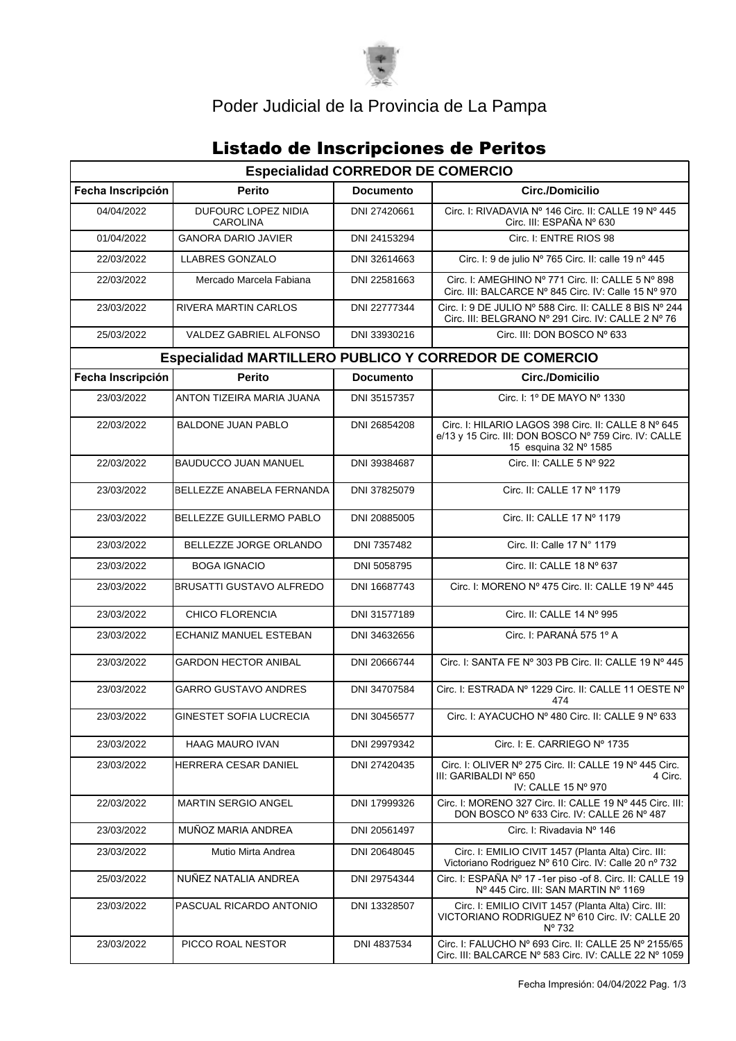# Poder Judicial de la Provincia de La Pampa

## Listado de Inscripciones de Peritos

### Especialidad CORREDOR DE COMERCIO

| Fecha Inscripción | Perito | Documento | Circ./Domicilio |
|---|---|---|---|
| 04/04/2022 | DUFOURC LOPEZ NIDIA CAROLINA | DNI 27420661 | Circ. I: RIVADAVIA Nº 146 Circ. II: CALLE 19 Nº 445 Circ. III: ESPAÑA Nº 630 |
| 01/04/2022 | GANORA DARIO JAVIER | DNI 24153294 | Circ. I: ENTRE RIOS 98 |
| 22/03/2022 | LLABRES GONZALO | DNI 32614663 | Circ. I: 9 de julio Nº 765 Circ. II: calle 19 nº 445 |
| 22/03/2022 | Mercado Marcela Fabiana | DNI 22581663 | Circ. I: AMEGHINO Nº 771 Circ. II: CALLE 5 Nº 898 Circ. III: BALCARCE Nº 845 Circ. IV: Calle 15 Nº 970 |
| 23/03/2022 | RIVERA MARTIN CARLOS | DNI 22777344 | Circ. I: 9 DE JULIO Nº 588 Circ. II: CALLE 8 BIS Nº 244 Circ. III: BELGRANO Nº 291 Circ. IV: CALLE 2 Nº 76 |
| 25/03/2022 | VALDEZ GABRIEL ALFONSO | DNI 33930216 | Circ. III: DON BOSCO Nº 633 |

### Especialidad MARTILLERO PUBLICO Y CORREDOR DE COMERCIO

| Fecha Inscripción | Perito | Documento | Circ./Domicilio |
|---|---|---|---|
| 23/03/2022 | ANTON TIZEIRA MARIA JUANA | DNI 35157357 | Circ. I: 1º DE MAYO Nº 1330 |
| 22/03/2022 | BALDONE JUAN PABLO | DNI 26854208 | Circ. I: HILARIO LAGOS 398 Circ. II: CALLE 8 Nº 645 e/13 y 15 Circ. III: DON BOSCO Nº 759 Circ. IV: CALLE 15 esquina 32 Nº 1585 |
| 22/03/2022 | BAUDUCCO JUAN MANUEL | DNI 39384687 | Circ. II: CALLE 5 Nº 922 |
| 23/03/2022 | BELLEZZE ANABELA FERNANDA | DNI 37825079 | Circ. II: CALLE 17 Nº 1179 |
| 23/03/2022 | BELLEZZE GUILLERMO PABLO | DNI 20885005 | Circ. II: CALLE 17 Nº 1179 |
| 23/03/2022 | BELLEZZE JORGE ORLANDO | DNI 7357482 | Circ. II: Calle 17 N° 1179 |
| 23/03/2022 | BOGA IGNACIO | DNI 5058795 | Circ. II: CALLE 18 Nº 637 |
| 23/03/2022 | BRUSATTI GUSTAVO ALFREDO | DNI 16687743 | Circ. I: MORENO Nº 475 Circ. II: CALLE 19 Nº 445 |
| 23/03/2022 | CHICO FLORENCIA | DNI 31577189 | Circ. II: CALLE 14 Nº 995 |
| 23/03/2022 | ECHANIZ MANUEL ESTEBAN | DNI 34632656 | Circ. I: PARANÁ 575 1º A |
| 23/03/2022 | GARDON HECTOR ANIBAL | DNI 20666744 | Circ. I: SANTA FE Nº 303 PB Circ. II: CALLE 19 Nº 445 |
| 23/03/2022 | GARRO GUSTAVO ANDRES | DNI 34707584 | Circ. I: ESTRADA Nº 1229 Circ. II: CALLE 11 OESTE Nº 474 |
| 23/03/2022 | GINESTET SOFIA LUCRECIA | DNI 30456577 | Circ. I: AYACUCHO Nº 480 Circ. II: CALLE 9 Nº 633 |
| 23/03/2022 | HAAG MAURO IVAN | DNI 29979342 | Circ. I: E. CARRIEGO Nº 1735 |
| 23/03/2022 | HERRERA CESAR DANIEL | DNI 27420435 | Circ. I: OLIVER Nº 275 Circ. II: CALLE 19 Nº 445 Circ. III: GARIBALDI Nº 650 4 Circ. IV: CALLE 15 Nº 970 |
| 22/03/2022 | MARTIN SERGIO ANGEL | DNI 17999326 | Circ. I: MORENO 327 Circ. II: CALLE 19 Nº 445 Circ. III: DON BOSCO Nº 633 Circ. IV: CALLE 26 Nº 487 |
| 23/03/2022 | MUÑOZ MARIA ANDREA | DNI 20561497 | Circ. I: Rivadavia Nº 146 |
| 23/03/2022 | Mutio Mirta Andrea | DNI 20648045 | Circ. I: EMILIO CIVIT 1457 (Planta Alta) Circ. III: Victoriano Rodriguez Nº 610 Circ. IV: Calle 20 nº 732 |
| 25/03/2022 | NUÑEZ NATALIA ANDREA | DNI 29754344 | Circ. I: ESPAÑA Nº 17 -1er piso -of 8. Circ. II: CALLE 19 Nº 445 Circ. III: SAN MARTIN Nº 1169 |
| 23/03/2022 | PASCUAL RICARDO ANTONIO | DNI 13328507 | Circ. I: EMILIO CIVIT 1457 (Planta Alta) Circ. III: VICTORIANO RODRIGUEZ Nº 610 Circ. IV: CALLE 20 Nº 732 |
| 23/03/2022 | PICCO ROAL NESTOR | DNI 4837534 | Circ. I: FALUCHO Nº 693 Circ. II: CALLE 25 Nº 2155/65 Circ. III: BALCARCE Nº 583 Circ. IV: CALLE 22 Nº 1059 |

Fecha Impresión: 04/04/2022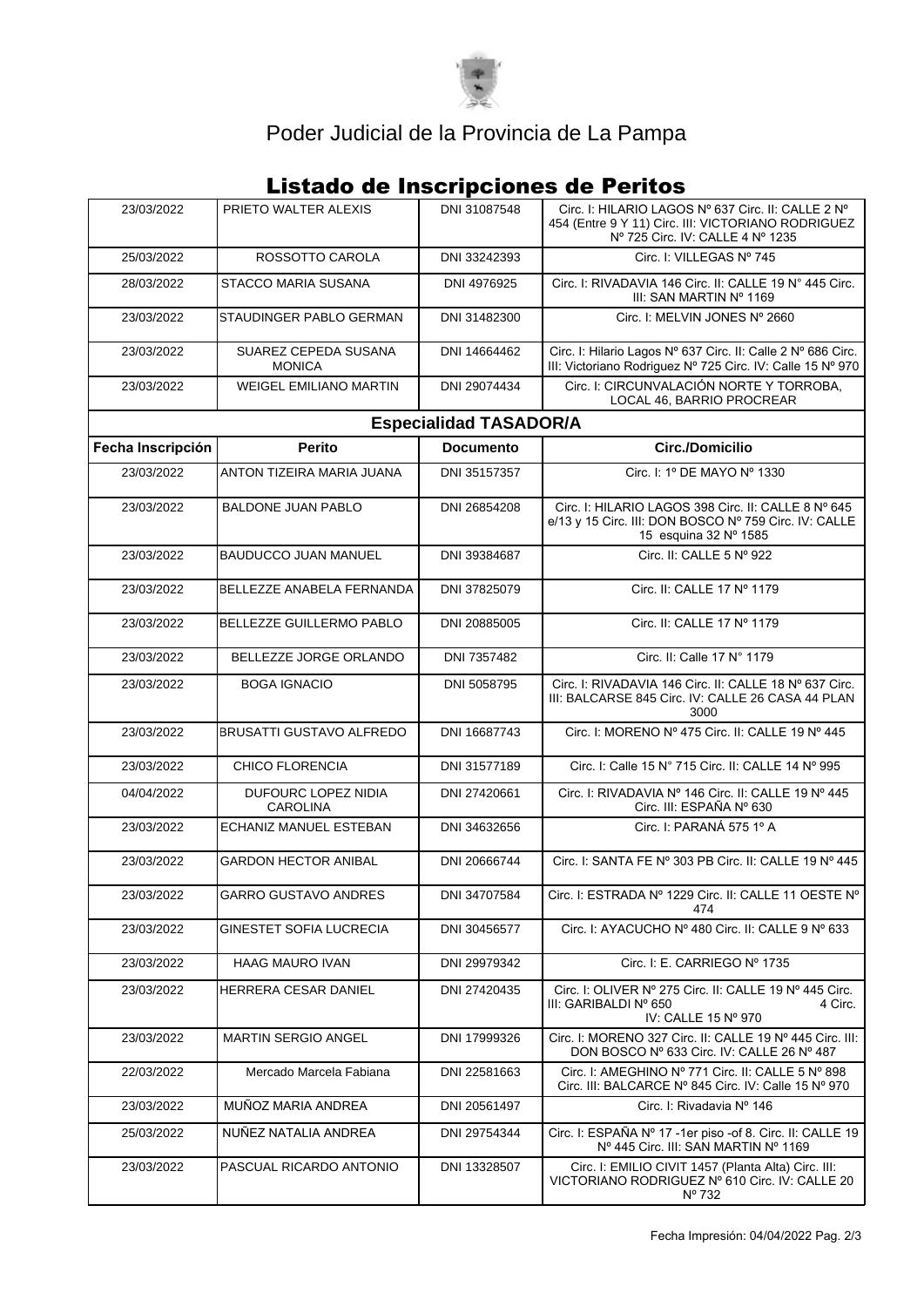# Poder Judicial de la Provincia de La Pampa

## Listado de Inscripciones de Peritos

| Fecha Inscripción | Perito | Documento | Circ./Domicilio |
|---|---|---|---|
| 23/03/2022 | PRIETO WALTER ALEXIS | DNI 31087548 | Circ. I: HILARIO LAGOS Nº 637 Circ. II: CALLE 2 Nº 454 (Entre 9 Y 11) Circ. III: VICTORIANO RODRIGUEZ Nº 725 Circ. IV: CALLE 4 Nº 1235 |
| 25/03/2022 | ROSSOTTO CAROLA | DNI 33242393 | Circ. I: VILLEGAS Nº 745 |
| 28/03/2022 | STACCO MARIA SUSANA | DNI 4976925 | Circ. I: RIVADAVIA 146 Circ. II: CALLE 19 N° 445 Circ. III: SAN MARTIN Nº 1169 |
| 23/03/2022 | STAUDINGER PABLO GERMAN | DNI 31482300 | Circ. I: MELVIN JONES Nº 2660 |
| 23/03/2022 | SUAREZ CEPEDA SUSANA MONICA | DNI 14664462 | Circ. I: Hilario Lagos Nº 637 Circ. II: Calle 2 Nº 686 Circ. III: Victoriano Rodriguez Nº 725 Circ. IV: Calle 15 Nº 970 |
| 23/03/2022 | WEIGEL EMILIANO MARTIN | DNI 29074434 | Circ. I: CIRCUNVALACIÓN NORTE Y TORROBA, LOCAL 46, BARRIO PROCREAR |

### Especialidad TASADOR/A

| Fecha Inscripción | Perito | Documento | Circ./Domicilio |
|---|---|---|---|
| 23/03/2022 | ANTON TIZEIRA MARIA JUANA | DNI 35157357 | Circ. I: 1º DE MAYO Nº 1330 |
| 23/03/2022 | BALDONE JUAN PABLO | DNI 26854208 | Circ. I: HILARIO LAGOS 398 Circ. II: CALLE 8 Nº 645 e/13 y 15 Circ. III: DON BOSCO Nº 759 Circ. IV: CALLE 15 esquina 32 Nº 1585 |
| 23/03/2022 | BAUDUCCO JUAN MANUEL | DNI 39384687 | Circ. II: CALLE 5 Nº 922 |
| 23/03/2022 | BELLEZZE ANABELA FERNANDA | DNI 37825079 | Circ. II: CALLE 17 Nº 1179 |
| 23/03/2022 | BELLEZZE GUILLERMO PABLO | DNI 20885005 | Circ. II: CALLE 17 Nº 1179 |
| 23/03/2022 | BELLEZZE JORGE ORLANDO | DNI 7357482 | Circ. II: Calle 17 N° 1179 |
| 23/03/2022 | BOGA IGNACIO | DNI 5058795 | Circ. I: RIVADAVIA 146 Circ. II: CALLE 18 Nº 637 Circ. III: BALCARSE 845 Circ. IV: CALLE 26 CASA 44 PLAN 3000 |
| 23/03/2022 | BRUSATTI GUSTAVO ALFREDO | DNI 16687743 | Circ. I: MORENO Nº 475 Circ. II: CALLE 19 Nº 445 |
| 23/03/2022 | CHICO FLORENCIA | DNI 31577189 | Circ. I: Calle 15 N° 715 Circ. II: CALLE 14 Nº 995 |
| 04/04/2022 | DUFOURC LOPEZ NIDIA CAROLINA | DNI 27420661 | Circ. I: RIVADAVIA Nº 146 Circ. II: CALLE 19 Nº 445 Circ. III: ESPAÑA Nº 630 |
| 23/03/2022 | ECHANIZ MANUEL ESTEBAN | DNI 34632656 | Circ. I: PARANÁ 575 1º A |
| 23/03/2022 | GARDON HECTOR ANIBAL | DNI 20666744 | Circ. I: SANTA FE Nº 303 PB Circ. II: CALLE 19 Nº 445 |
| 23/03/2022 | GARRO GUSTAVO ANDRES | DNI 34707584 | Circ. I: ESTRADA Nº 1229 Circ. II: CALLE 11 OESTE Nº 474 |
| 23/03/2022 | GINESTET SOFIA LUCRECIA | DNI 30456577 | Circ. I: AYACUCHO Nº 480 Circ. II: CALLE 9 Nº 633 |
| 23/03/2022 | HAAG MAURO IVAN | DNI 29979342 | Circ. I: E. CARRIEGO Nº 1735 |
| 23/03/2022 | HERRERA CESAR DANIEL | DNI 27420435 | Circ. I: OLIVER Nº 275 Circ. II: CALLE 19 Nº 445 Circ. III: GARIBALDI Nº 650 4 Circ. IV: CALLE 15 Nº 970 |
| 23/03/2022 | MARTIN SERGIO ANGEL | DNI 17999326 | Circ. I: MORENO 327 Circ. II: CALLE 19 Nº 445 Circ. III: DON BOSCO Nº 633 Circ. IV: CALLE 26 Nº 487 |
| 22/03/2022 | Mercado Marcela Fabiana | DNI 22581663 | Circ. I: AMEGHINO Nº 771 Circ. II: CALLE 5 Nº 898 Circ. III: BALCARCE Nº 845 Circ. IV: Calle 15 Nº 970 |
| 23/03/2022 | MUÑOZ MARIA ANDREA | DNI 20561497 | Circ. I: Rivadavia Nº 146 |
| 25/03/2022 | NUÑEZ NATALIA ANDREA | DNI 29754344 | Circ. I: ESPAÑA Nº 17 -1er piso -of 8. Circ. II: CALLE 19 Nº 445 Circ. III: SAN MARTIN Nº 1169 |
| 23/03/2022 | PASCUAL RICARDO ANTONIO | DNI 13328507 | Circ. I: EMILIO CIVIT 1457 (Planta Alta) Circ. III: VICTORIANO RODRIGUEZ Nº 610 Circ. IV: CALLE 20 Nº 732 |

Fecha Impresión: 04/04/2022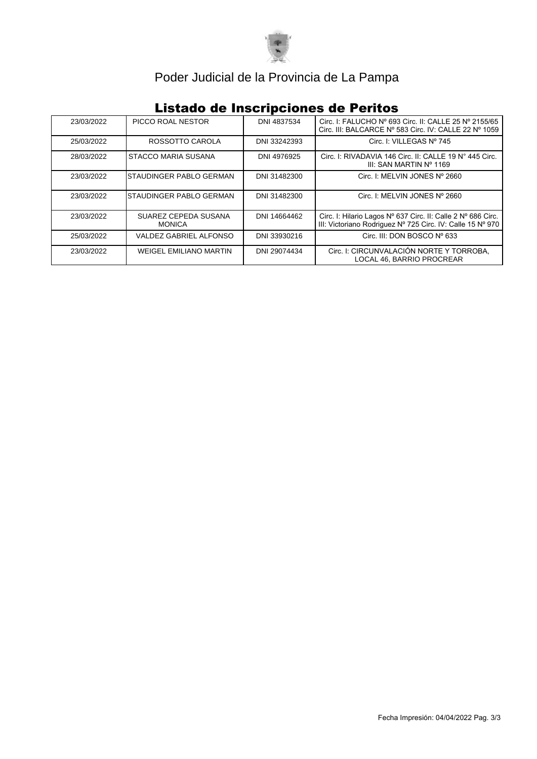Poder Judicial de la Provincia de La Pampa

# Listado de Inscripciones de Peritos

| | | | |
|---|---|---|---|
| 23/03/2022 | PICCO ROAL NESTOR | DNI 4837534 | Circ. I: FALUCHO Nº 693 Circ. II: CALLE 25 Nº 2155/65 Circ. III: BALCARCE Nº 583 Circ. IV: CALLE 22 Nº 1059 |
| 25/03/2022 | ROSSOTTO CAROLA | DNI 33242393 | Circ. I: VILLEGAS Nº 745 |
| 28/03/2022 | STACCO MARIA SUSANA | DNI 4976925 | Circ. I: RIVADAVIA 146 Circ. II: CALLE 19 N° 445 Circ. III: SAN MARTIN Nº 1169 |
| 23/03/2022 | STAUDINGER PABLO GERMAN | DNI 31482300 | Circ. I: MELVIN JONES Nº 2660 |
| 23/03/2022 | STAUDINGER PABLO GERMAN | DNI 31482300 | Circ. I: MELVIN JONES Nº 2660 |
| 23/03/2022 | SUAREZ CEPEDA SUSANA MONICA | DNI 14664462 | Circ. I: Hilario Lagos Nº 637 Circ. II: Calle 2 Nº 686 Circ. III: Victoriano Rodriguez Nº 725 Circ. IV: Calle 15 Nº 970 |
| 25/03/2022 | VALDEZ GABRIEL ALFONSO | DNI 33930216 | Circ. III: DON BOSCO Nº 633 |
| 23/03/2022 | WEIGEL EMILIANO MARTIN | DNI 29074434 | Circ. I: CIRCUNVALACIÓN NORTE Y TORROBA, LOCAL 46, BARRIO PROCREAR |

Fecha Impresión: 04/04/2022